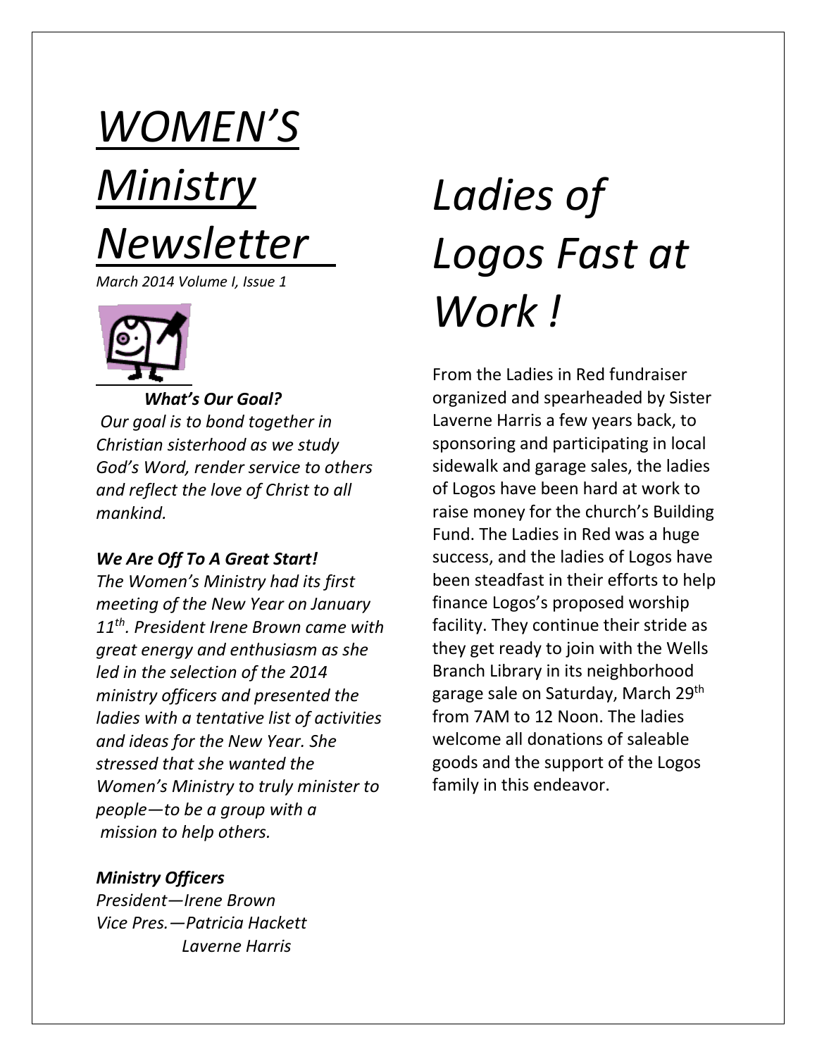# *WOMEN'S Ministry Newsletter*

*March 2014 Volume I, Issue 1*

***What's Our Goal?***

*Our goal is to bond together in Christian sisterhood as we study God's Word, render service to others and reflect the love of Christ to all mankind.*

***We Are Off To A Great Start!***

*The Women's Ministry had its first meeting of the New Year on January 11th. President Irene Brown came with great energy and enthusiasm as she led in the selection of the 2014 ministry officers and presented the ladies with a tentative list of activities and ideas for the New Year. She stressed that she wanted the Women's Ministry to truly minister to people—to be a group with a mission to help others.*

***Ministry Officers***

*President—Irene Brown*
*Vice Pres.—Patricia Hackett*
*Laverne Harris*

# *Ladies of Logos Fast at Work !*

From the Ladies in Red fundraiser organized and spearheaded by Sister Laverne Harris a few years back, to sponsoring and participating in local sidewalk and garage sales, the ladies of Logos have been hard at work to raise money for the church's Building Fund. The Ladies in Red was a huge success, and the ladies of Logos have been steadfast in their efforts to help finance Logos's proposed worship facility. They continue their stride as they get ready to join with the Wells Branch Library in its neighborhood garage sale on Saturday, March 29th from 7AM to 12 Noon. The ladies welcome all donations of saleable goods and the support of the Logos family in this endeavor.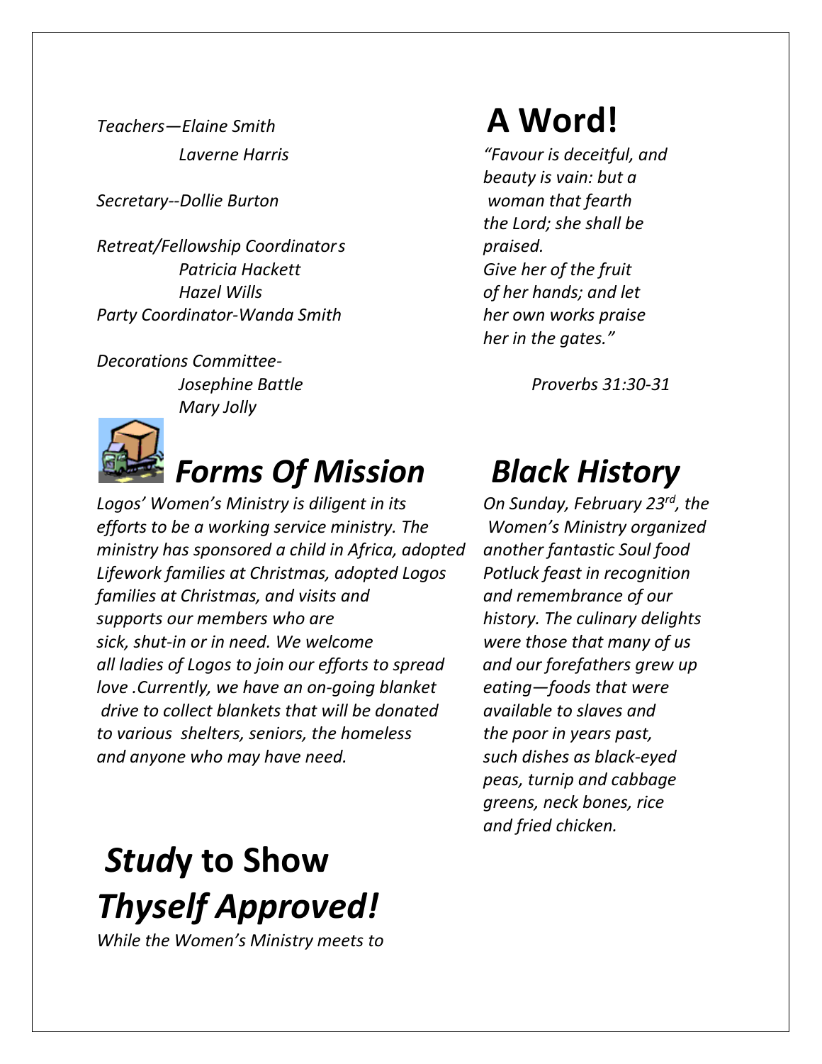*Teachers—Elaine Smith*

*Laverne Harris*

*Secretary--Dollie Burton*

*Retreat/Fellowship Coordinators*

*Patricia Hackett*

*Hazel Wills*

*Party Coordinator-Wanda Smith*

*Decorations Committee-*

*Josephine Battle*

*Mary Jolly*

# ***Forms Of Mission***

*Logos' Women's Ministry is diligent in its efforts to be a working service ministry. The ministry has sponsored a child in Africa, adopted Lifework families at Christmas, adopted Logos families at Christmas, and visits and supports our members who are sick, shut-in or in need. We welcome all ladies of Logos to join our efforts to spread love .Currently, we have an on-going blanket drive to collect blankets that will be donated to various shelters, seniors, the homeless and anyone who may have need.*

# ***Study* to Show *Thyself Approved!***

*While the Women's Ministry meets to*

# A Word!

*"Favour is deceitful, and beauty is vain: but a woman that fearth the Lord; she shall be praised.*
*Give her of the fruit of her hands; and let her own works praise her in the gates."*

*Proverbs 31:30-31*

# ***Black History***

*On Sunday, February 23rd, the Women's Ministry organized another fantastic Soul food Potluck feast in recognition and remembrance of our history. The culinary delights were those that many of us and our forefathers grew up eating—foods that were available to slaves and the poor in years past, such dishes as black-eyed peas, turnip and cabbage greens, neck bones, rice and fried chicken.*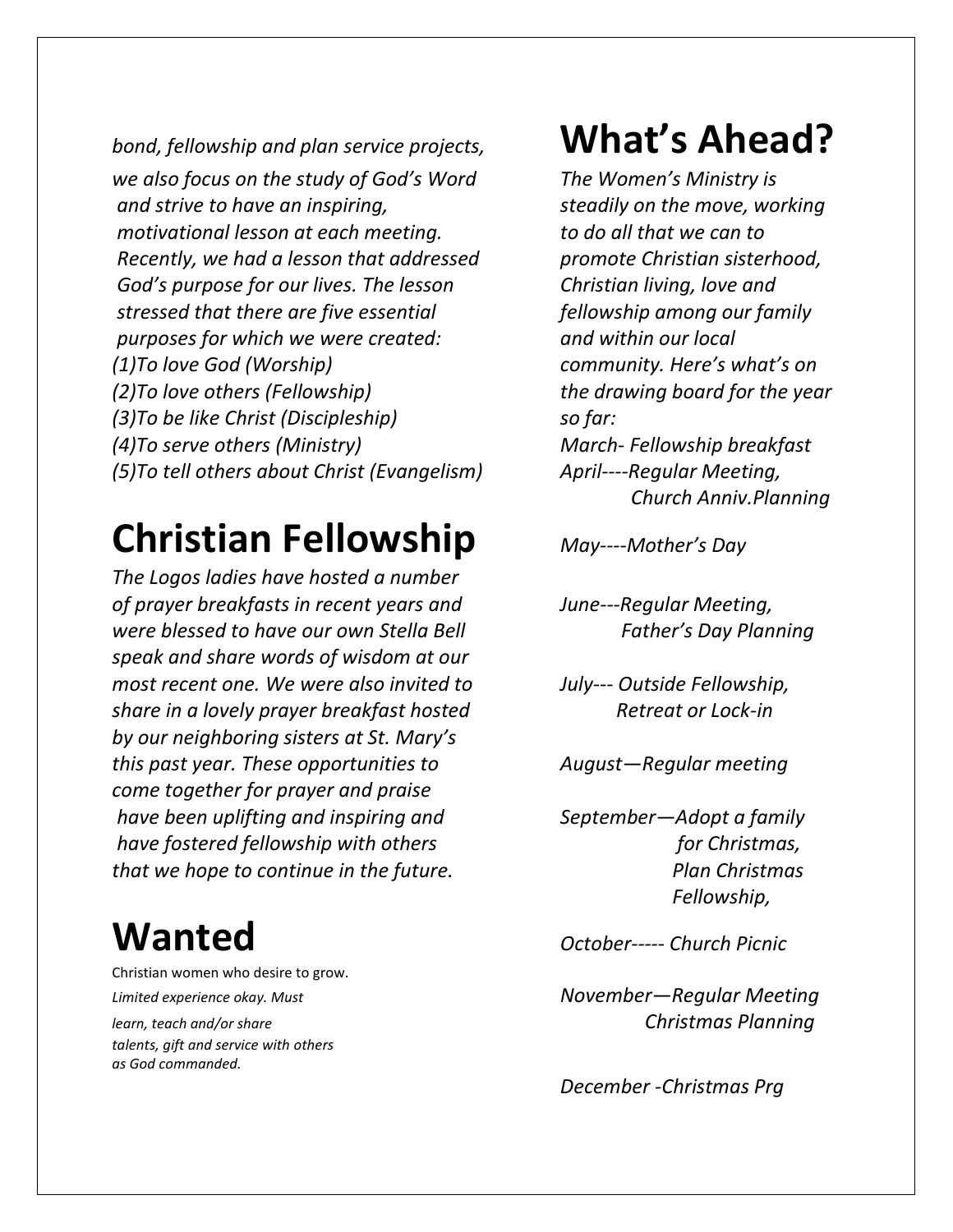*bond, fellowship and plan service projects, we also focus on the study of God's Word and strive to have an inspiring, motivational lesson at each meeting. Recently, we had a lesson that addressed God's purpose for our lives. The lesson stressed that there are five essential purposes for which we were created:*

*(1)To love God (Worship)*
*(2)To love others (Fellowship)*
*(3)To be like Christ (Discipleship)*
*(4)To serve others (Ministry)*
*(5)To tell others about Christ (Evangelism)*

# Christian Fellowship

*The Logos ladies have hosted a number of prayer breakfasts in recent years and were blessed to have our own Stella Bell speak and share words of wisdom at our most recent one. We were also invited to share in a lovely prayer breakfast hosted by our neighboring sisters at St. Mary's this past year. These opportunities to come together for prayer and praise have been uplifting and inspiring and have fostered fellowship with others that we hope to continue in the future.*

# Wanted

Christian women who desire to grow.
*Limited experience okay. Must learn, teach and/or share talents, gift and service with others as God commanded.*

# What's Ahead?

*The Women's Ministry is steadily on the move, working to do all that we can to promote Christian sisterhood, Christian living, love and fellowship among our family and within our local community. Here's what's on the drawing board for the year so far:*

*March- Fellowship breakfast*

*April----Regular Meeting, Church Anniv.Planning*

*May----Mother's Day*

*June---Regular Meeting, Father's Day Planning*

*July--- Outside Fellowship, Retreat or Lock-in*

*August—Regular meeting*

*September—Adopt a family for Christmas, Plan Christmas Fellowship,*

*October----- Church Picnic*

*November—Regular Meeting Christmas Planning*

*December -Christmas Prg*